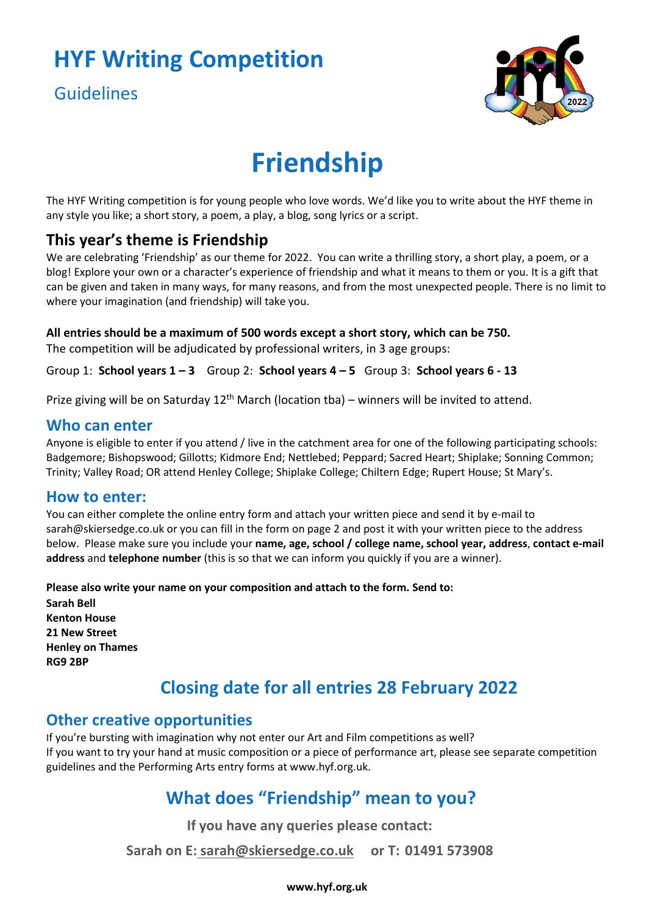# HYF Writing Competition

## Guidelines

# Friendship

The HYF Writing competition is for young people who love words. We'd like you to write about the HYF theme in any style you like; a short story, a poem, a play, a blog, song lyrics or a script.

## This year's theme is Friendship

We are celebrating 'Friendship' as our theme for 2022. You can write a thrilling story, a short play, a poem, or a blog! Explore your own or a character's experience of friendship and what it means to them or you. It is a gift that can be given and taken in many ways, for many reasons, and from the most unexpected people. There is no limit to where your imagination (and friendship) will take you.

**All entries should be a maximum of 500 words except a short story, which can be 750.**
The competition will be adjudicated by professional writers, in 3 age groups:

Group 1: **School years 1 – 3** Group 2: **School years 4 – 5** Group 3: **School years 6 - 13**

Prize giving will be on Saturday 12th March (location tba) – winners will be invited to attend.

## Who can enter

Anyone is eligible to enter if you attend / live in the catchment area for one of the following participating schools: Badgemore; Bishopswood; Gillotts; Kidmore End; Nettlebed; Peppard; Sacred Heart; Shiplake; Sonning Common; Trinity; Valley Road; OR attend Henley College; Shiplake College; Chiltern Edge; Rupert House; St Mary's.

## How to enter:

You can either complete the online entry form and attach your written piece and send it by e-mail to sarah@skiersedge.co.uk or you can fill in the form on page 2 and post it with your written piece to the address below. Please make sure you include your **name, age, school / college name, school year, address**, **contact e-mail address** and **telephone number** (this is so that we can inform you quickly if you are a winner).

**Please also write your name on your composition and attach to the form. Send to:**
**Sarah Bell**
**Kenton House**
**21 New Street**
**Henley on Thames**
**RG9 2BP**

## Closing date for all entries 28 February 2022

## Other creative opportunities

If you're bursting with imagination why not enter our Art and Film competitions as well?
If you want to try your hand at music composition or a piece of performance art, please see separate competition guidelines and the Performing Arts entry forms at www.hyf.org.uk.

## What does "Friendship" mean to you?

**If you have any queries please contact:**

**Sarah on E: sarah@skiersedge.co.uk or T: 01491 573908**

**www.hyf.org.uk**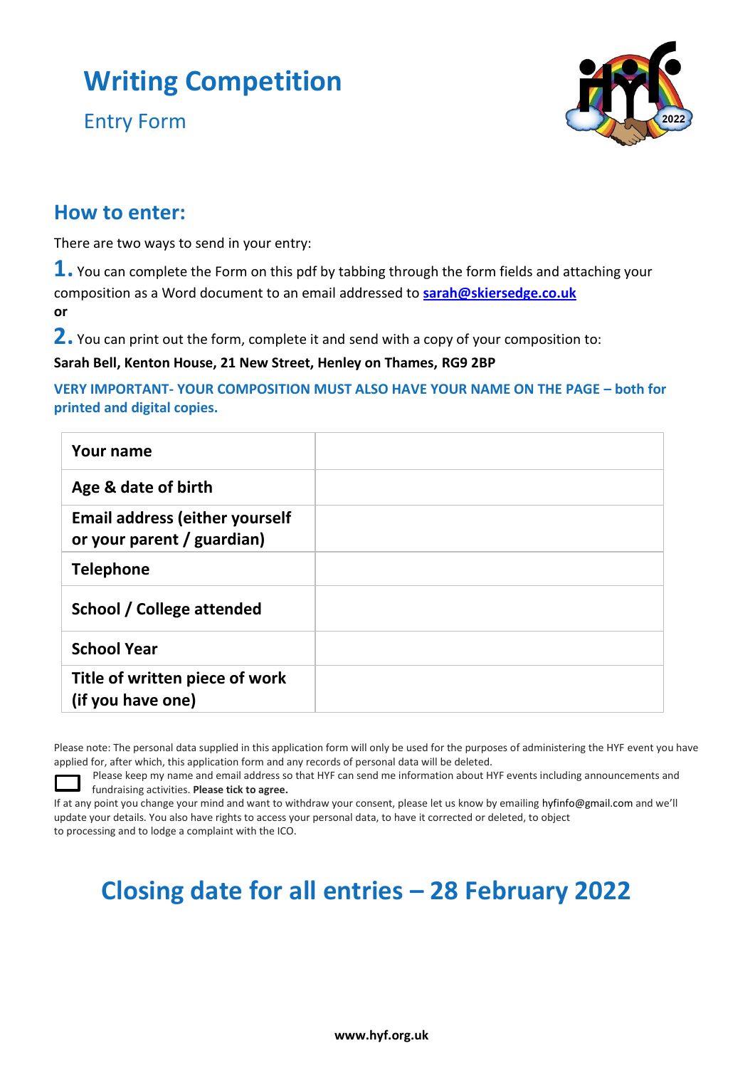# Writing Competition

## Entry Form

## How to enter:

There are two ways to send in your entry:

**1.** You can complete the Form on this pdf by tabbing through the form fields and attaching your composition as a Word document to an email addressed to **sarah@skiersedge.co.uk**

**or**

**2.** You can print out the form, complete it and send with a copy of your composition to:

**Sarah Bell, Kenton House, 21 New Street, Henley on Thames, RG9 2BP**

**VERY IMPORTANT- YOUR COMPOSITION MUST ALSO HAVE YOUR NAME ON THE PAGE – both for printed and digital copies.**

| | |
|---|---|
| **Your name** | |
| **Age & date of birth** | |
| **Email address (either yourself or your parent / guardian)** | |
| **Telephone** | |
| **School / College attended** | |
| **School Year** | |
| **Title of written piece of work (if you have one)** | |

Please note: The personal data supplied in this application form will only be used for the purposes of administering the HYF event you have applied for, after which, this application form and any records of personal data will be deleted.

☐ Please keep my name and email address so that HYF can send me information about HYF events including announcements and fundraising activities. **Please tick to agree.**

If at any point you change your mind and want to withdraw your consent, please let us know by emailing hyfinfo@gmail.com and we'll update your details. You also have rights to access your personal data, to have it corrected or deleted, to object to processing and to lodge a complaint with the ICO.

# Closing date for all entries – 28 February 2022

**www.hyf.org.uk**